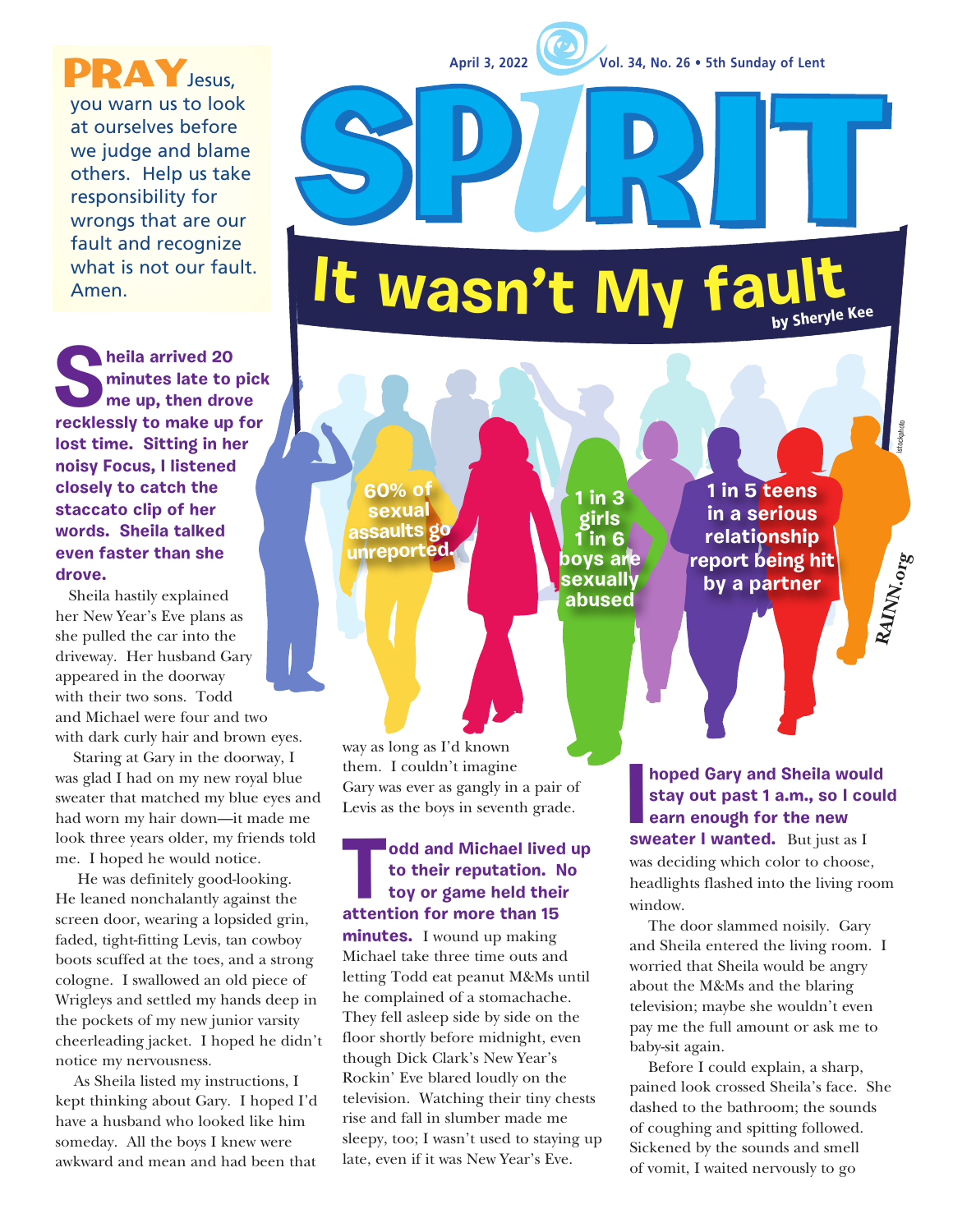**PRAY** Jesus, you warn us to look at ourselves before we judge and blame others. Help us take responsibility for wrongs that are our fault and recognize what is not our fault. Amen.

# SPIRIT

# It wasn't My fault

by Sheryle Kee

60% of sexual assaults go unreported.

1 in 3 girls 1 in 6 boys are sexually abused

1 in 5 teens in a serious relationship report being hit by a partner

RAINN.org

**Sheila arrived 20 minutes late to pick me up, then drove recklessly to make up for lost time. Sitting in her noisy Focus, I listened closely to catch the staccato clip of her words. Sheila talked even faster than she drove.**

Sheila hastily explained her New Year's Eve plans as she pulled the car into the driveway. Her husband Gary appeared in the doorway with their two sons. Todd and Michael were four and two with dark curly hair and brown eyes.

Staring at Gary in the doorway, I was glad I had on my new royal blue sweater that matched my blue eyes and had worn my hair down—it made me look three years older, my friends told me. I hoped he would notice.

He was definitely good-looking. He leaned nonchalantly against the screen door, wearing a lopsided grin, faded, tight-fitting Levis, tan cowboy boots scuffed at the toes, and a strong cologne. I swallowed an old piece of Wrigleys and settled my hands deep in the pockets of my new junior varsity cheerleading jacket. I hoped he didn't notice my nervousness.

As Sheila listed my instructions, I kept thinking about Gary. I hoped I'd have a husband who looked like him someday. All the boys I knew were awkward and mean and had been that way as long as I'd known them. I couldn't imagine Gary was ever as gangly in a pair of Levis as the boys in seventh grade.

**Todd and Michael lived up to their reputation. No toy or game held their attention for more than 15 minutes.** I wound up making Michael take three time outs and letting Todd eat peanut M&Ms until he complained of a stomachache. They fell asleep side by side on the floor shortly before midnight, even though Dick Clark's New Year's Rockin' Eve blared loudly on the television. Watching their tiny chests rise and fall in slumber made me sleepy, too; I wasn't used to staying up late, even if it was New Year's Eve.

**I hoped Gary and Sheila would stay out past 1 a.m., so I could earn enough for the new sweater I wanted.** But just as I was deciding which color to choose, headlights flashed into the living room window.

The door slammed noisily. Gary and Sheila entered the living room. I worried that Sheila would be angry about the M&Ms and the blaring television; maybe she wouldn't even pay me the full amount or ask me to baby-sit again.

Before I could explain, a sharp, pained look crossed Sheila's face. She dashed to the bathroom; the sounds of coughing and spitting followed. Sickened by the sounds and smell of vomit, I waited nervously to go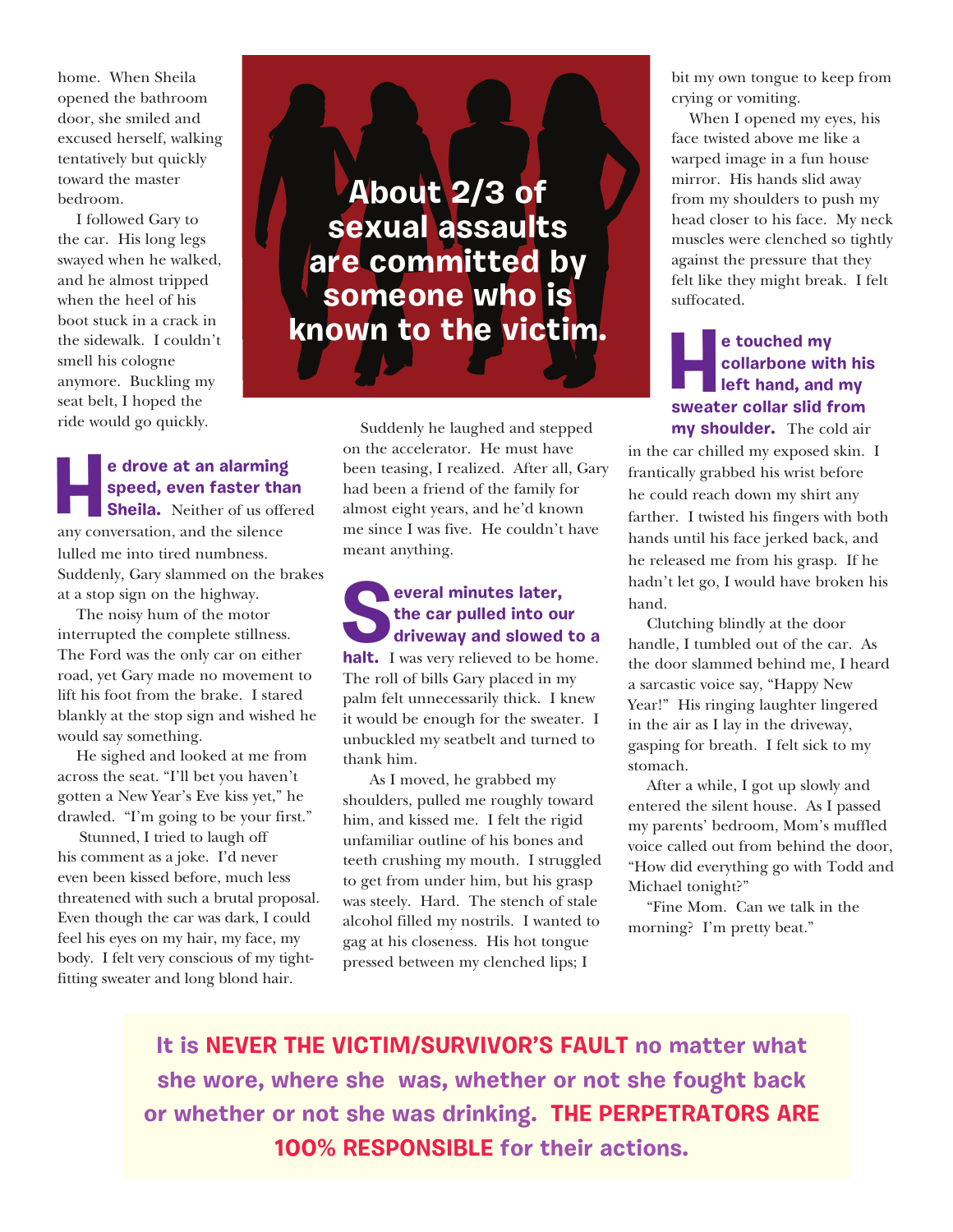home. When Sheila opened the bathroom door, she smiled and excused herself, walking tentatively but quickly toward the master bedroom.

I followed Gary to the car. His long legs swayed when he walked, and he almost tripped when the heel of his boot stuck in a crack in the sidewalk. I couldn't smell his cologne anymore. Buckling my seat belt, I hoped the ride would go quickly.

**About 2/3 of sexual assaults are committed by someone who is known to the victim.**

**He drove at an alarming speed, even faster than Sheila.** Neither of us offered any conversation, and the silence lulled me into tired numbness. Suddenly, Gary slammed on the brakes at a stop sign on the highway.

The noisy hum of the motor interrupted the complete stillness. The Ford was the only car on either road, yet Gary made no movement to lift his foot from the brake. I stared blankly at the stop sign and wished he would say something.

He sighed and looked at me from across the seat. "I'll bet you haven't gotten a New Year's Eve kiss yet," he drawled. "I'm going to be your first."

Stunned, I tried to laugh off his comment as a joke. I'd never even been kissed before, much less threatened with such a brutal proposal. Even though the car was dark, I could feel his eyes on my hair, my face, my body. I felt very conscious of my tight-fitting sweater and long blond hair.

Suddenly he laughed and stepped on the accelerator. He must have been teasing, I realized. After all, Gary had been a friend of the family for almost eight years, and he'd known me since I was five. He couldn't have meant anything.

**Several minutes later, the car pulled into our driveway and slowed to a halt.** I was very relieved to be home. The roll of bills Gary placed in my palm felt unnecessarily thick. I knew it would be enough for the sweater. I unbuckled my seatbelt and turned to thank him.

As I moved, he grabbed my shoulders, pulled me roughly toward him, and kissed me. I felt the rigid unfamiliar outline of his bones and teeth crushing my mouth. I struggled to get from under him, but his grasp was steely. Hard. The stench of stale alcohol filled my nostrils. I wanted to gag at his closeness. His hot tongue pressed between my clenched lips; I bit my own tongue to keep from crying or vomiting.

When I opened my eyes, his face twisted above me like a warped image in a fun house mirror. His hands slid away from my shoulders to push my head closer to his face. My neck muscles were clenched so tightly against the pressure that they felt like they might break. I felt suffocated.

**He touched my collarbone with his left hand, and my sweater collar slid from my shoulder.** The cold air in the car chilled my exposed skin. I frantically grabbed his wrist before he could reach down my shirt any farther. I twisted his fingers with both hands until his face jerked back, and he released me from his grasp. If he hadn't let go, I would have broken his hand.

Clutching blindly at the door handle, I tumbled out of the car. As the door slammed behind me, I heard a sarcastic voice say, "Happy New Year!" His ringing laughter lingered in the air as I lay in the driveway, gasping for breath. I felt sick to my stomach.

After a while, I got up slowly and entered the silent house. As I passed my parents' bedroom, Mom's muffled voice called out from behind the door, "How did everything go with Todd and Michael tonight?"

"Fine Mom. Can we talk in the morning? I'm pretty beat."

**It is NEVER THE VICTIM/SURVIVOR'S FAULT no matter what she wore, where she was, whether or not she fought back or whether or not she was drinking. THE PERPETRATORS ARE 100% RESPONSIBLE for their actions.**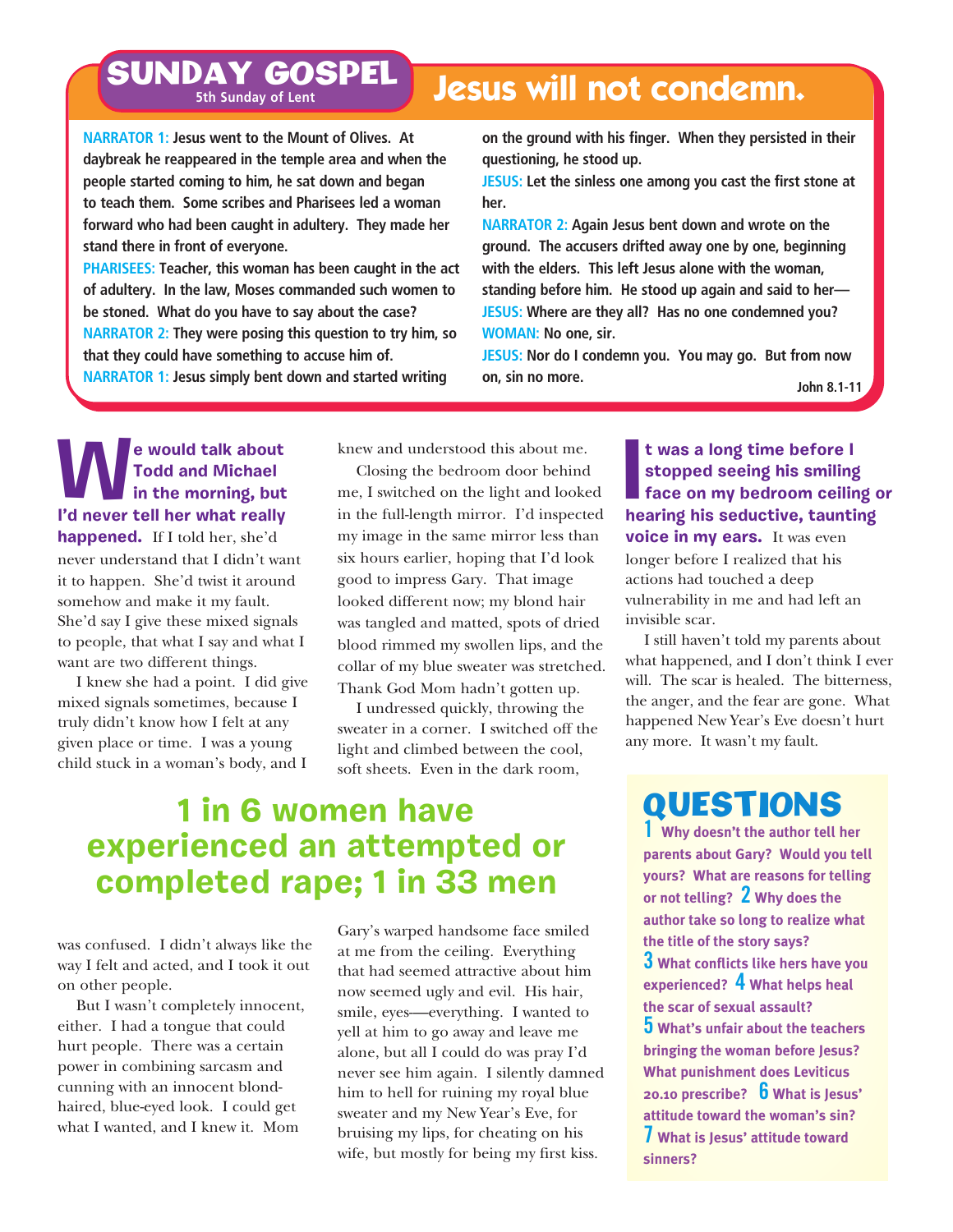# SUNDAY GOSPEL

5th Sunday of Lent

## Jesus will not condemn.

**NARRATOR 1:** Jesus went to the Mount of Olives. At daybreak he reappeared in the temple area and when the people started coming to him, he sat down and began to teach them. Some scribes and Pharisees led a woman forward who had been caught in adultery. They made her stand there in front of everyone.

**PHARISEES:** Teacher, this woman has been caught in the act of adultery. In the law, Moses commanded such women to be stoned. What do you have to say about the case?

**NARRATOR 2:** They were posing this question to try him, so that they could have something to accuse him of.

**NARRATOR 1:** Jesus simply bent down and started writing on the ground with his finger. When they persisted in their questioning, he stood up.

**JESUS:** Let the sinless one among you cast the first stone at her.

**NARRATOR 2:** Again Jesus bent down and wrote on the ground. The accusers drifted away one by one, beginning with the elders. This left Jesus alone with the woman, standing before him. He stood up again and said to her—

**JESUS:** Where are they all? Has no one condemned you?

**WOMAN:** No one, sir.

**JESUS:** Nor do I condemn you. You may go. But from now on, sin no more.

John 8.1-11

**We would talk about Todd and Michael in the morning, but I'd never tell her what really happened.** If I told her, she'd never understand that I didn't want it to happen. She'd twist it around somehow and make it my fault. She'd say I give these mixed signals to people, that what I say and what I want are two different things.

I knew she had a point. I did give mixed signals sometimes, because I truly didn't know how I felt at any given place or time. I was a young child stuck in a woman's body, and I was confused. I didn't always like the way I felt and acted, and I took it out on other people.

But I wasn't completely innocent, either. I had a tongue that could hurt people. There was a certain power in combining sarcasm and cunning with an innocent blond-haired, blue-eyed look. I could get what I wanted, and I knew it. Mom knew and understood this about me.

Closing the bedroom door behind me, I switched on the light and looked in the full-length mirror. I'd inspected my image in the same mirror less than six hours earlier, hoping that I'd look good to impress Gary. That image looked different now; my blond hair was tangled and matted, spots of dried blood rimmed my swollen lips, and the collar of my blue sweater was stretched. Thank God Mom hadn't gotten up.

I undressed quickly, throwing the sweater in a corner. I switched off the light and climbed between the cool, soft sheets. Even in the dark room, Gary's warped handsome face smiled at me from the ceiling. Everything that had seemed attractive about him now seemed ugly and evil. His hair, smile, eyes—everything. I wanted to yell at him to go away and leave me alone, but all I could do was pray I'd never see him again. I silently damned him to hell for ruining my royal blue sweater and my New Year's Eve, for bruising my lips, for cheating on his wife, but mostly for being my first kiss.

**It was a long time before I stopped seeing his smiling face on my bedroom ceiling or hearing his seductive, taunting voice in my ears.** It was even longer before I realized that his actions had touched a deep vulnerability in me and had left an invisible scar.

I still haven't told my parents about what happened, and I don't think I ever will. The scar is healed. The bitterness, the anger, and the fear are gone. What happened New Year's Eve doesn't hurt any more. It wasn't my fault.

## 1 in 6 women have experienced an attempted or completed rape; 1 in 33 men

## QUESTIONS

**1** Why doesn't the author tell her parents about Gary? Would you tell yours? What are reasons for telling or not telling? **2** Why does the author take so long to realize what the title of the story says? **3** What conflicts like hers have you experienced? **4** What helps heal the scar of sexual assault? **5** What's unfair about the teachers bringing the woman before Jesus? What punishment does Leviticus 20.10 prescribe? **6** What is Jesus' attitude toward the woman's sin? **7** What is Jesus' attitude toward sinners?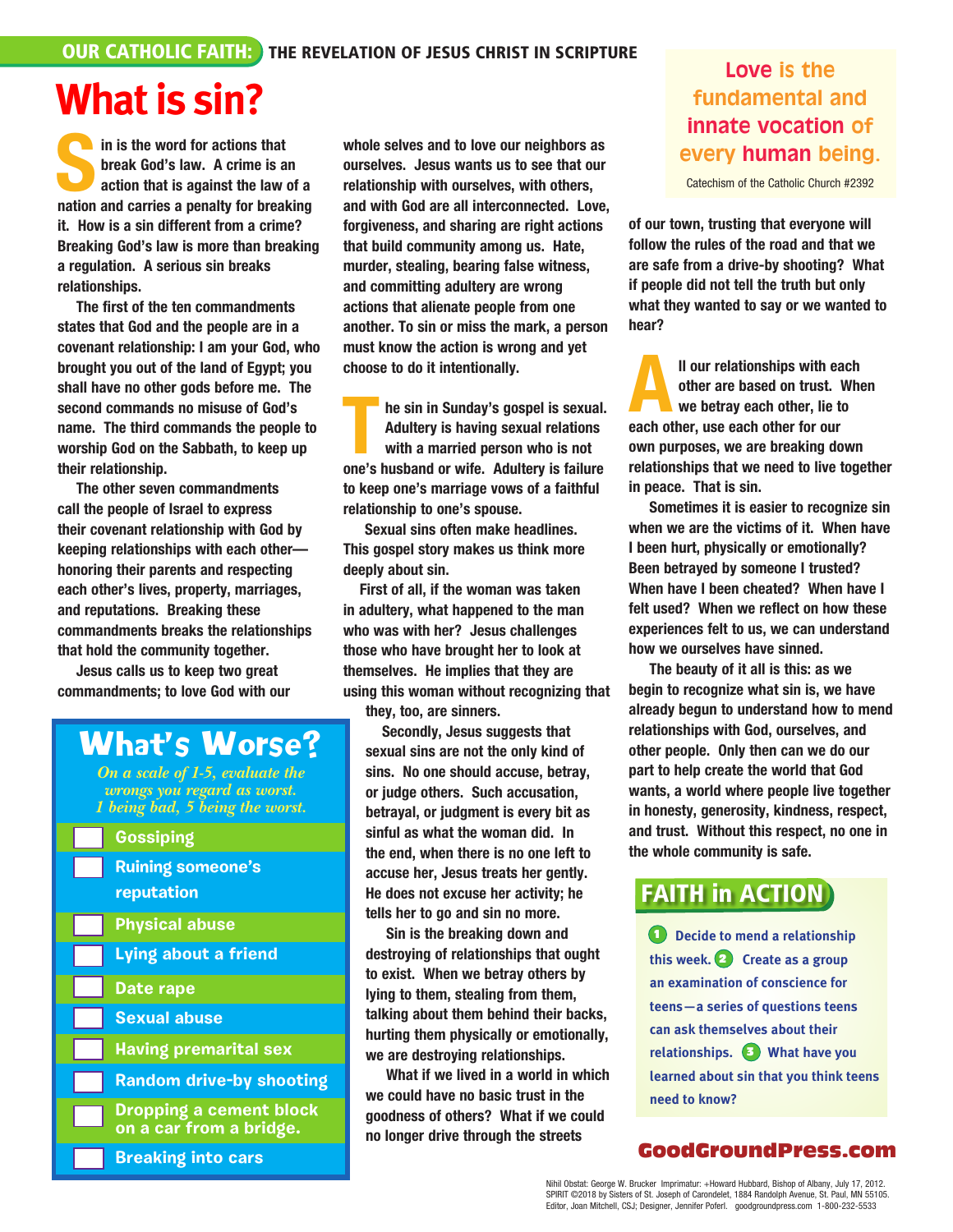**OUR CATHOLIC FAITH:** THE REVELATION OF JESUS CHRIST IN SCRIPTURE

# What is sin?

Sin is the word for actions that break God's law. A crime is an action that is against the law of a nation and carries a penalty for breaking it. How is a sin different from a crime? Breaking God's law is more than breaking a regulation. A serious sin breaks relationships.

The first of the ten commandments states that God and the people are in a covenant relationship: I am your God, who brought you out of the land of Egypt; you shall have no other gods before me. The second commands no misuse of God's name. The third commands the people to worship God on the Sabbath, to keep up their relationship.

The other seven commandments call the people of Israel to express their covenant relationship with God by keeping relationships with each other—honoring their parents and respecting each other's lives, property, marriages, and reputations. Breaking these commandments breaks the relationships that hold the community together.

Jesus calls us to keep two great commandments; to love God with our whole selves and to love our neighbors as ourselves. Jesus wants us to see that our relationship with ourselves, with others, and with God are all interconnected. Love, forgiveness, and sharing are right actions that build community among us. Hate, murder, stealing, bearing false witness, and committing adultery are wrong actions that alienate people from one another. To sin or miss the mark, a person must know the action is wrong and yet choose to do it intentionally.

The sin in Sunday's gospel is sexual. Adultery is having sexual relations with a married person who is not one's husband or wife. Adultery is failure to keep one's marriage vows of a faithful relationship to one's spouse.

Sexual sins often make headlines. This gospel story makes us think more deeply about sin.

First of all, if the woman was taken in adultery, what happened to the man who was with her? Jesus challenges those who have brought her to look at themselves. He implies that they are using this woman without recognizing that they, too, are sinners.

Secondly, Jesus suggests that sexual sins are not the only kind of sins. No one should accuse, betray, or judge others. Such accusation, betrayal, or judgment is every bit as sinful as what the woman did. In the end, when there is no one left to accuse her, Jesus treats her gently. He does not excuse her activity; he tells her to go and sin no more.

Sin is the breaking down and destroying of relationships that ought to exist. When we betray others by lying to them, stealing from them, talking about them behind their backs, hurting them physically or emotionally, we are destroying relationships.

What if we lived in a world in which we could have no basic trust in the goodness of others? What if we could no longer drive through the streets of our town, trusting that everyone will follow the rules of the road and that we are safe from a drive-by shooting? What if people did not tell the truth but only what they wanted to say or we wanted to hear?

All our relationships with each other are based on trust. When we betray each other, lie to each other, use each other for our own purposes, we are breaking down relationships that we need to live together in peace. That is sin.

Sometimes it is easier to recognize sin when we are the victims of it. When have I been hurt, physically or emotionally? Been betrayed by someone I trusted? When have I been cheated? When have I felt used? When we reflect on how these experiences felt to us, we can understand how we ourselves have sinned.

The beauty of it all is this: as we begin to recognize what sin is, we have already begun to understand how to mend relationships with God, ourselves, and other people. Only then can we do our part to help create the world that God wants, a world where people live together in honesty, generosity, kindness, respect, and trust. Without this respect, no one in the whole community is safe.

> **Love is the fundamental and innate vocation of every human being.**
>
> Catechism of the Catholic Church #2392

## What's Worse?

*On a scale of 1-5, evaluate the wrongs you regard as worst. 1 being bad, 5 being the worst.*

- ☐ Gossiping
- ☐ Ruining someone's reputation
- ☐ Physical abuse
- ☐ Lying about a friend
- ☐ Date rape
- ☐ Sexual abuse
- ☐ Having premarital sex
- ☐ Random drive-by shooting
- ☐ Dropping a cement block on a car from a bridge.
- ☐ Breaking into cars

## FAITH in ACTION

1. Decide to mend a relationship this week.
2. Create as a group an examination of conscience for teens—a series of questions teens can ask themselves about their relationships.
3. What have you learned about sin that you think teens need to know?

**GoodGroundPress.com**

Nihil Obstat: George W. Brucker Imprimatur: +Howard Hubbard, Bishop of Albany, July 17, 2012. SPIRIT ©2018 by Sisters of St. Joseph of Carondelet, 1884 Randolph Avenue, St. Paul, MN 55105. Editor, Joan Mitchell, CSJ; Designer, Jennifer Poferl. goodgroundpress.com 1-800-232-5533